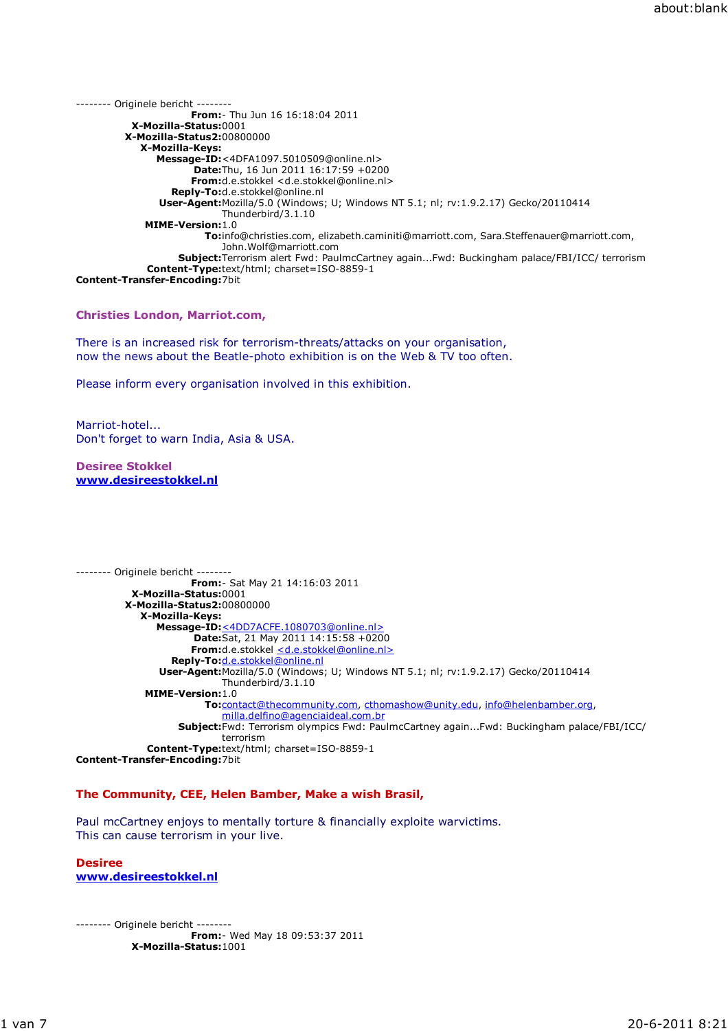-------- Originele bericht --------

**From:** - Thu Jun 16 16:18:04 2011
**X-Mozilla-Status:** 0001
**X-Mozilla-Status2:** 00800000
**X-Mozilla-Keys:**
**Message-ID:** <4DFA1097.5010509@online.nl>
**Date:** Thu, 16 Jun 2011 16:17:59 +0200
**From:** d.e.stokkel <d.e.stokkel@online.nl>
**Reply-To:** d.e.stokkel@online.nl
**User-Agent:** Mozilla/5.0 (Windows; U; Windows NT 5.1; nl; rv:1.9.2.17) Gecko/20110414 Thunderbird/3.1.10
**MIME-Version:** 1.0
**To:** info@christies.com, elizabeth.caminiti@marriott.com, Sara.Steffenauer@marriott.com, John.Wolf@marriott.com
**Subject:** Terrorism alert Fwd: PaulmcCartney again...Fwd: Buckingham palace/FBI/ICC/ terrorism
**Content-Type:** text/html; charset=ISO-8859-1
**Content-Transfer-Encoding:** 7bit

**Christies London, Marriot.com,**

There is an increased risk for terrorism-threats/attacks on your organisation,
now the news about the Beatle-photo exhibition is on the Web & TV too often.

Please inform every organisation involved in this exhibition.

Marriot-hotel...
Don't forget to warn India, Asia & USA.

**Desiree Stokkel**
**www.desireestokkel.nl**

-------- Originele bericht --------

**From:** - Sat May 21 14:16:03 2011
**X-Mozilla-Status:** 0001
**X-Mozilla-Status2:** 00800000
**X-Mozilla-Keys:**
**Message-ID:** <4DD7ACFE.1080703@online.nl>
**Date:** Sat, 21 May 2011 14:15:58 +0200
**From:** d.e.stokkel <d.e.stokkel@online.nl>
**Reply-To:** d.e.stokkel@online.nl
**User-Agent:** Mozilla/5.0 (Windows; U; Windows NT 5.1; nl; rv:1.9.2.17) Gecko/20110414 Thunderbird/3.1.10
**MIME-Version:** 1.0
**To:** contact@thecommunity.com, cthomashow@unity.edu, info@helenbamber.org, milla.delfino@agenciaideal.com.br
**Subject:** Fwd: Terrorism olympics Fwd: PaulmcCartney again...Fwd: Buckingham palace/FBI/ICC/ terrorism
**Content-Type:** text/html; charset=ISO-8859-1
**Content-Transfer-Encoding:** 7bit

**The Community, CEE, Helen Bamber, Make a wish Brasil,**

Paul mcCartney enjoys to mentally torture & financially exploite warvictims.
This can cause terrorism in your live.

**Desiree**
**www.desireestokkel.nl**

-------- Originele bericht --------

**From:** - Wed May 18 09:53:37 2011
**X-Mozilla-Status:** 1001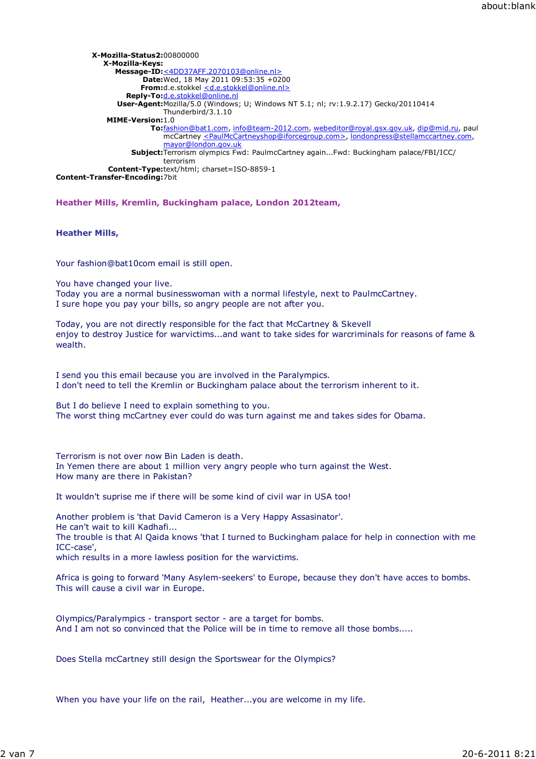**X-Mozilla-Status2:** 00800000
**X-Mozilla-Keys:**
**Message-ID:** <4DD37AFF.2070103@online.nl>
**Date:** Wed, 18 May 2011 09:53:35 +0200
**From:** d.e.stokkel <d.e.stokkel@online.nl>
**Reply-To:** d.e.stokkel@online.nl
**User-Agent:** Mozilla/5.0 (Windows; U; Windows NT 5.1; nl; rv:1.9.2.17) Gecko/20110414 Thunderbird/3.1.10
**MIME-Version:** 1.0
**To:** fashion@bat1.com, info@team-2012.com, webeditor@royal.gsx.gov.uk, dip@mid.ru, paul mcCartney <PaulMcCartneyshop@iforcegroup.com>, londonpress@stellamccartney.com, mayor@london.gov.uk
**Subject:** Terrorism olympics Fwd: PaulmcCartney again...Fwd: Buckingham palace/FBI/ICC/ terrorism
**Content-Type:** text/html; charset=ISO-8859-1
**Content-Transfer-Encoding:** 7bit

**Heather Mills, Kremlin, Buckingham palace, London 2012team,**

**Heather Mills,**

Your fashion@bat10com email is still open.

You have changed your live.
Today you are a normal businesswoman with a normal lifestyle, next to PaulmcCartney.
I sure hope you pay your bills, so angry people are not after you.

Today, you are not directly responsible for the fact that McCartney & Skevell
enjoy to destroy Justice for warvictims...and want to take sides for warcriminals for reasons of fame & wealth.

I send you this email because you are involved in the Paralympics.
I don't need to tell the Kremlin or Buckingham palace about the terrorism inherent to it.

But I do believe I need to explain something to you.
The worst thing mcCartney ever could do was turn against me and takes sides for Obama.

Terrorism is not over now Bin Laden is death.
In Yemen there are about 1 million very angry people who turn against the West.
How many are there in Pakistan?

It wouldn't suprise me if there will be some kind of civil war in USA too!

Another problem is 'that David Cameron is a Very Happy Assasinator'.
He can't wait to kill Kadhafi...
The trouble is that Al Qaida knows 'that I turned to Buckingham palace for help in connection with me ICC-case',
which results in a more lawless position for the warvictims.

Africa is going to forward 'Many Asylem-seekers' to Europe, because they don't have acces to bombs.
This will cause a civil war in Europe.

Olympics/Paralympics - transport sector - are a target for bombs.
And I am not so convinced that the Police will be in time to remove all those bombs.....

Does Stella mcCartney still design the Sportswear for the Olympics?

When you have your life on the rail, Heather...you are welcome in my life.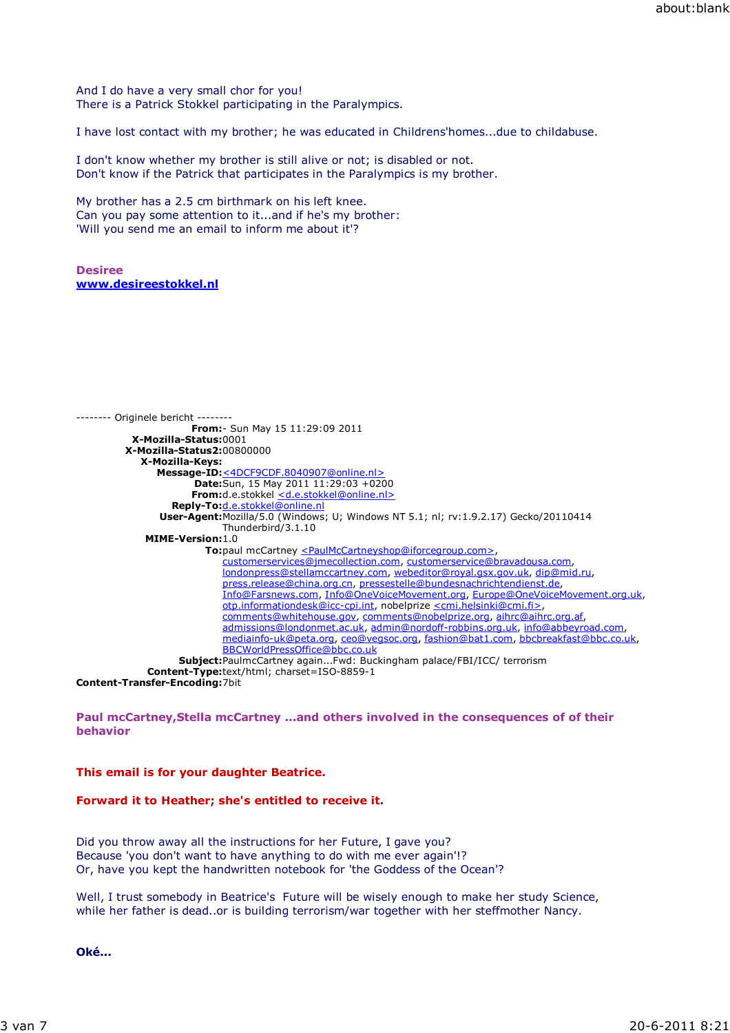And I do have a very small chor for you!
There is a Patrick Stokkel participating in the Paralympics.

I have lost contact with my brother; he was educated in Childrens'homes...due to childabuse.

I don't know whether my brother is still alive or not; is disabled or not.
Don't know if the Patrick that participates in the Paralympics is my brother.

My brother has a 2.5 cm birthmark on his left knee.
Can you pay some attention to it...and if he's my brother:
'Will you send me an email to inform me about it'?

**Desiree**
**www.desireestokkel.nl**

-------- Originele bericht --------

**From:**- Sun May 15 11:29:09 2011
**X-Mozilla-Status:**0001
**X-Mozilla-Status2:**00800000
**X-Mozilla-Keys:**
**Message-ID:**<4DCF9CDF.8040907@online.nl>
**Date:**Sun, 15 May 2011 11:29:03 +0200
**From:**d.e.stokkel <d.e.stokkel@online.nl>
**Reply-To:**d.e.stokkel@online.nl
**User-Agent:**Mozilla/5.0 (Windows; U; Windows NT 5.1; nl; rv:1.9.2.17) Gecko/20110414 Thunderbird/3.1.10
**MIME-Version:**1.0
**To:**paul mcCartney <PaulMcCartneyshop@iforcegroup.com>, customerservices@jmecollection.com, customerservice@bravadousa.com, londonpress@stellamccartney.com, webeditor@royal.gsx.gov.uk, dip@mid.ru, press.release@china.org.cn, pressestelle@bundesnachrichtendienst.de, Info@Farsnews.com, Info@OneVoiceMovement.org, Europe@OneVoiceMovement.org.uk, otp.informationdesk@icc-cpi.int, nobelprize <cmi.helsinki@cmi.fi>, comments@whitehouse.gov, comments@nobelprize.org, aihrc@aihrc.org.af, admissions@londonmet.ac.uk, admin@nordoff-robbins.org.uk, info@abbeyroad.com, mediainfo-uk@peta.org, ceo@vegsoc.org, fashion@bat1.com, bbcbreakfast@bbc.co.uk, BBCWorldPressOffice@bbc.co.uk
**Subject:**PaulmcCartney again...Fwd: Buckingham palace/FBI/ICC/ terrorism
**Content-Type:**text/html; charset=ISO-8859-1
**Content-Transfer-Encoding:**7bit

**Paul mcCartney,Stella mcCartney ...and others involved in the consequences of of their behavior**

**This email is for your daughter Beatrice.**

**Forward it to Heather; she's entitled to receive it.**

Did you throw away all the instructions for her Future, I gave you?
Because 'you don't want to have anything to do with me ever again'!?
Or, have you kept the handwritten notebook for 'the Goddess of the Ocean'?

Well, I trust somebody in Beatrice's Future will be wisely enough to make her study Science, while her father is dead..or is building terrorism/war together with her steffmother Nancy.

**Oké...**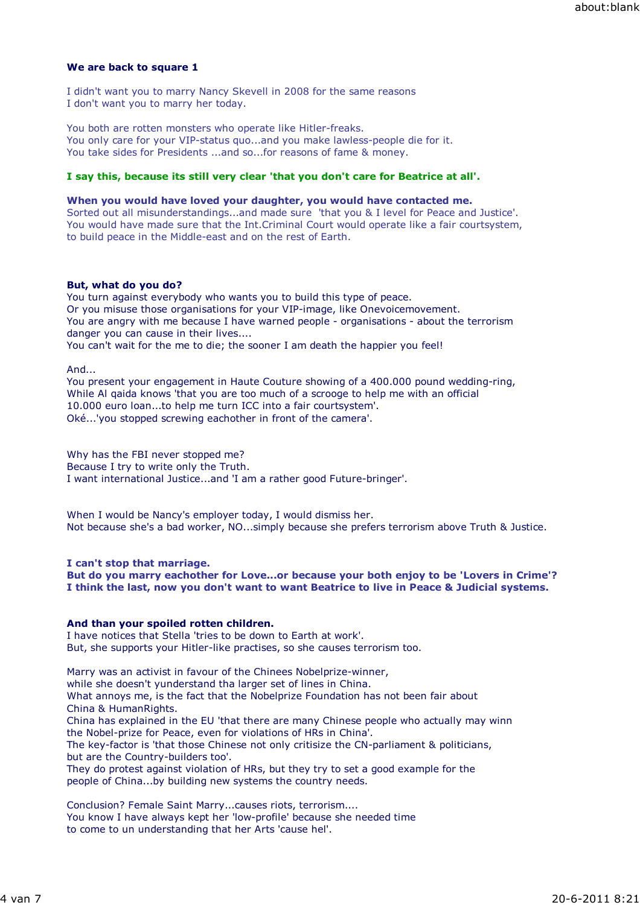**We are back to square 1**

I didn't want you to marry Nancy Skevell in 2008 for the same reasons
I don't want you to marry her today.

You both are rotten monsters who operate like Hitler-freaks.
You only care for your VIP-status quo...and you make lawless-people die for it.
You take sides for Presidents ...and so...for reasons of fame & money.

**I say this, because its still very clear 'that you don't care for Beatrice at all'.**

**When you would have loved your daughter, you would have contacted me.**
Sorted out all misunderstandings...and made sure 'that you & I level for Peace and Justice'.
You would have made sure that the Int.Criminal Court would operate like a fair courtsystem,
to build peace in the Middle-east and on the rest of Earth.

**But, what do you do?**
You turn against everybody who wants you to build this type of peace.
Or you misuse those organisations for your VIP-image, like Onevoicemovement.
You are angry with me because I have warned people - organisations - about the terrorism
danger you can cause in their lives....
You can't wait for the me to die; the sooner I am death the happier you feel!

And...
You present your engagement in Haute Couture showing of a 400.000 pound wedding-ring,
While Al qaida knows 'that you are too much of a scrooge to help me with an official
10.000 euro loan...to help me turn ICC into a fair courtsystem'.
Oké...'you stopped screwing eachother in front of the camera'.

Why has the FBI never stopped me?
Because I try to write only the Truth.
I want international Justice...and 'I am a rather good Future-bringer'.

When I would be Nancy's employer today, I would dismiss her.
Not because she's a bad worker, NO...simply because she prefers terrorism above Truth & Justice.

**I can't stop that marriage.**
**But do you marry eachother for Love...or because your both enjoy to be 'Lovers in Crime'?**
**I think the last, now you don't want to want Beatrice to live in Peace & Judicial systems.**

**And than your spoiled rotten children.**
I have notices that Stella 'tries to be down to Earth at work'.
But, she supports your Hitler-like practises, so she causes terrorism too.

Marry was an activist in favour of the Chinees Nobelprize-winner,
while she doesn't yunderstand tha larger set of lines in China.
What annoys me, is the fact that the Nobelprize Foundation has not been fair about
China & HumanRights.
China has explained in the EU 'that there are many Chinese people who actually may winn
the Nobel-prize for Peace, even for violations of HRs in China'.
The key-factor is 'that those Chinese not only critisize the CN-parliament & politicians,
but are the Country-builders too'.
They do protest against violation of HRs, but they try to set a good example for the
people of China...by building new systems the country needs.

Conclusion? Female Saint Marry...causes riots, terrorism....
You know I have always kept her 'low-profile' because she needed time
to come to un understanding that her Arts 'cause hel'.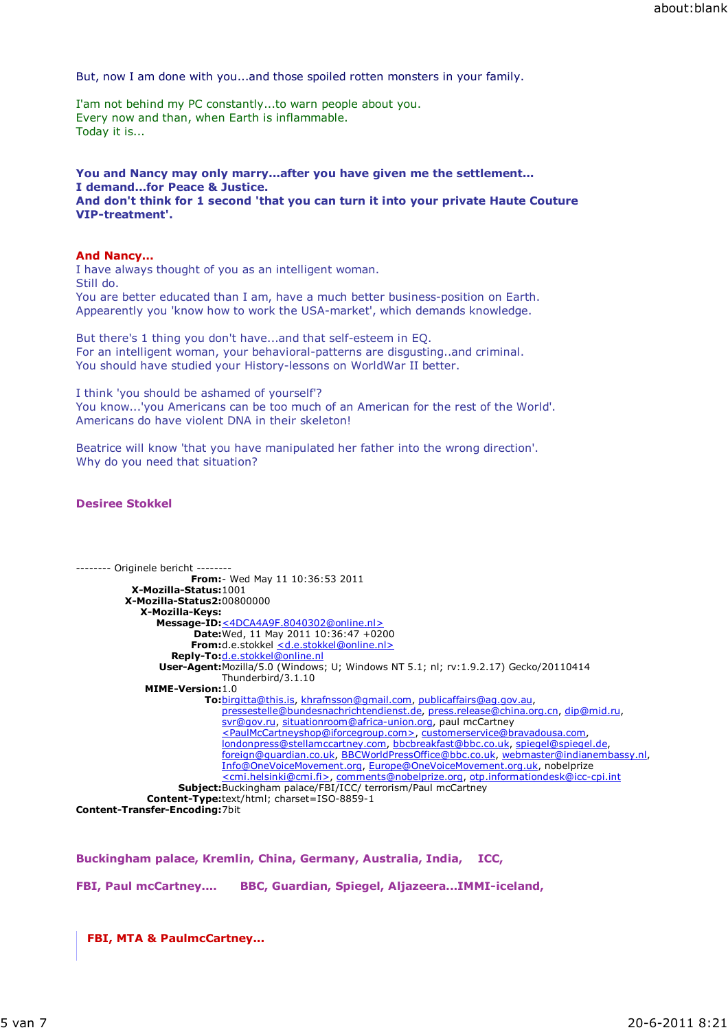But, now I am done with you...and those spoiled rotten monsters in your family.

I'am not behind my PC constantly...to warn people about you.
Every now and than, when Earth is inflammable.
Today it is...

**You and Nancy may only marry...after you have given me the settlement...**
**I demand...for Peace & Justice.**
**And don't think for 1 second 'that you can turn it into your private Haute Couture VIP-treatment'.**

**And Nancy...**
I have always thought of you as an intelligent woman.
Still do.
You are better educated than I am, have a much better business-position on Earth.
Appearently you 'know how to work the USA-market', which demands knowledge.

But there's 1 thing you don't have...and that self-esteem in EQ.
For an intelligent woman, your behavioral-patterns are disgusting..and criminal.
You should have studied your History-lessons on WorldWar II better.

I think 'you should be ashamed of yourself'?
You know...'you Americans can be too much of an American for the rest of the World'.
Americans do have violent DNA in their skeleton!

Beatrice will know 'that you have manipulated her father into the wrong direction'.
Why do you need that situation?

**Desiree Stokkel**

-------- Originele bericht --------
**From:**- Wed May 11 10:36:53 2011
**X-Mozilla-Status:**1001
**X-Mozilla-Status2:**00800000
**X-Mozilla-Keys:**
**Message-ID:**<4DCA4A9F.8040302@online.nl>
**Date:**Wed, 11 May 2011 10:36:47 +0200
**From:**d.e.stokkel <d.e.stokkel@online.nl>
**Reply-To:**d.e.stokkel@online.nl
**User-Agent:**Mozilla/5.0 (Windows; U; Windows NT 5.1; nl; rv:1.9.2.17) Gecko/20110414 Thunderbird/3.1.10
**MIME-Version:**1.0
**To:**birgitta@this.is, khrafnsson@gmail.com, publicaffairs@ag.gov.au, pressestelle@bundesnachrichtendienst.de, press.release@china.org.cn, dip@mid.ru, svr@gov.ru, situationroom@africa-union.org, paul mcCartney <PaulMcCartneyshop@iforcegroup.com>, customerservice@bravadousa.com, londonpress@stellamccartney.com, bbcbreakfast@bbc.co.uk, spiegel@spiegel.de, foreign@guardian.co.uk, BBCWorldPressOffice@bbc.co.uk, webmaster@indianembassy.nl, Info@OneVoiceMovement.org, Europe@OneVoiceMovement.org.uk, nobelprize <cmi.helsinki@cmi.fi>, comments@nobelprize.org, otp.informationdesk@icc-cpi.int
**Subject:**Buckingham palace/FBI/ICC/ terrorism/Paul mcCartney
**Content-Type:**text/html; charset=ISO-8859-1
**Content-Transfer-Encoding:**7bit

**Buckingham palace, Kremlin, China, Germany, Australia, India, ICC,**

**FBI, Paul mcCartney.... BBC, Guardian, Spiegel, Aljazeera...IMMI-iceland,**

> **FBI, MTA & PaulmcCartney...**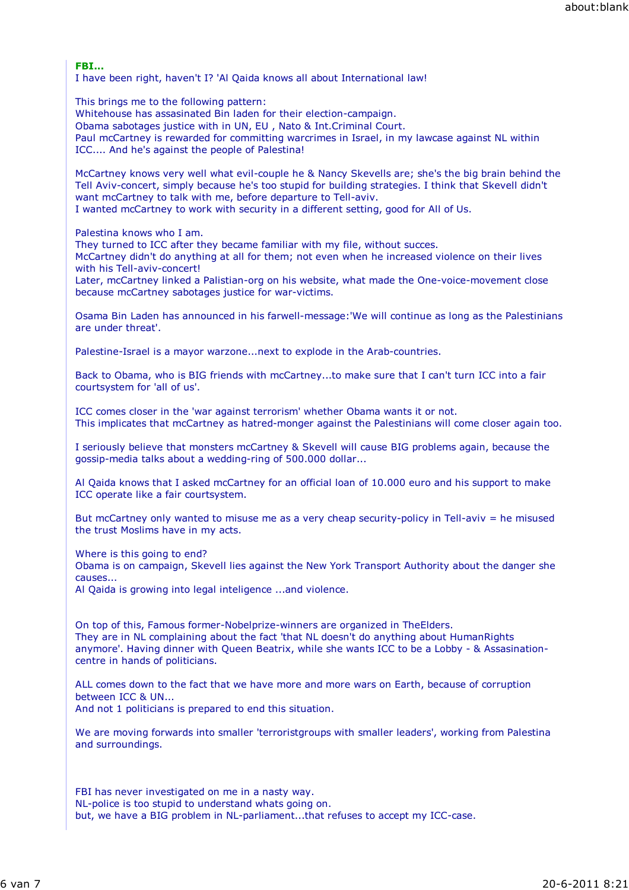**FBI...**
I have been right, haven't I? 'Al Qaida knows all about International law!

This brings me to the following pattern:
Whitehouse has assasinated Bin laden for their election-campaign.
Obama sabotages justice with in UN, EU , Nato & Int.Criminal Court.
Paul mcCartney is rewarded for committing warcrimes in Israel, in my lawcase against NL within ICC.... And he's against the people of Palestina!

McCartney knows very well what evil-couple he & Nancy Skevells are; she's the big brain behind the Tell Aviv-concert, simply because he's too stupid for building strategies. I think that Skevell didn't want mcCartney to talk with me, before departure to Tell-aviv.
I wanted mcCartney to work with security in a different setting, good for All of Us.

Palestina knows who I am.
They turned to ICC after they became familiar with my file, without succes.
McCartney didn't do anything at all for them; not even when he increased violence on their lives with his Tell-aviv-concert!
Later, mcCartney linked a Palistian-org on his website, what made the One-voice-movement close because mcCartney sabotages justice for war-victims.

Osama Bin Laden has announced in his farwell-message:'We will continue as long as the Palestinians are under threat'.

Palestine-Israel is a mayor warzone...next to explode in the Arab-countries.

Back to Obama, who is BIG friends with mcCartney...to make sure that I can't turn ICC into a fair courtsystem for 'all of us'.

ICC comes closer in the 'war against terrorism' whether Obama wants it or not.
This implicates that mcCartney as hatred-monger against the Palestinians will come closer again too.

I seriously believe that monsters mcCartney & Skevell will cause BIG problems again, because the gossip-media talks about a wedding-ring of 500.000 dollar...

Al Qaida knows that I asked mcCartney for an official loan of 10.000 euro and his support to make ICC operate like a fair courtsystem.

But mcCartney only wanted to misuse me as a very cheap security-policy in Tell-aviv = he misused the trust Moslims have in my acts.

Where is this going to end?
Obama is on campaign, Skevell lies against the New York Transport Authority about the danger she causes...
Al Qaida is growing into legal inteligence ...and violence.

On top of this, Famous former-Nobelprize-winners are organized in TheElders.
They are in NL complaining about the fact 'that NL doesn't do anything about HumanRights anymore'. Having dinner with Queen Beatrix, while she wants ICC to be a Lobby - & Assasination-centre in hands of politicians.

ALL comes down to the fact that we have more and more wars on Earth, because of corruption between ICC & UN...
And not 1 politicians is prepared to end this situation.

We are moving forwards into smaller 'terroristgroups with smaller leaders', working from Palestina and surroundings.

FBI has never investigated on me in a nasty way.
NL-police is too stupid to understand whats going on.
but, we have a BIG problem in NL-parliament...that refuses to accept my ICC-case.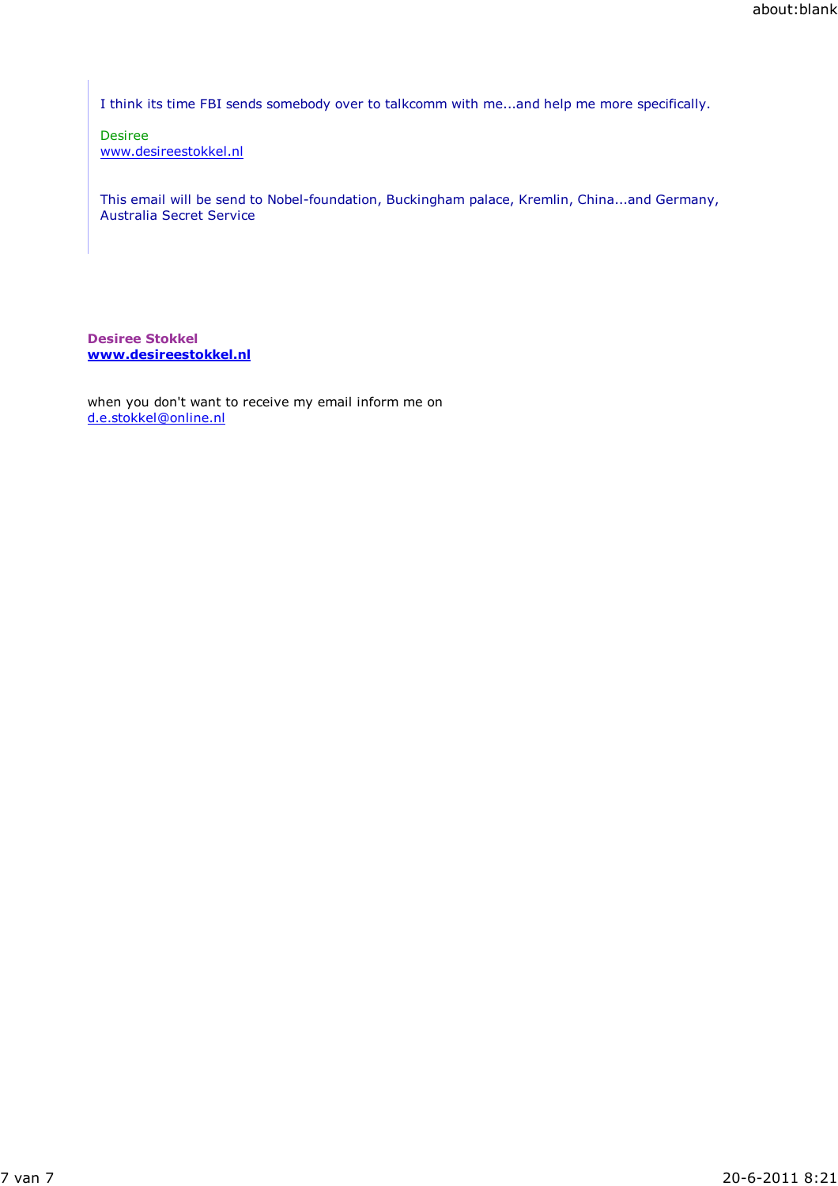> I think its time FBI sends somebody over to talkcomm with me...and help me more specifically.
>
> Desiree
> www.desireestokkel.nl
>
> This email will be send to Nobel-foundation, Buckingham palace, Kremlin, China...and Germany, Australia Secret Service

**Desiree Stokkel**
**www.desireestokkel.nl**

when you don't want to receive my email inform me on
d.e.stokkel@online.nl